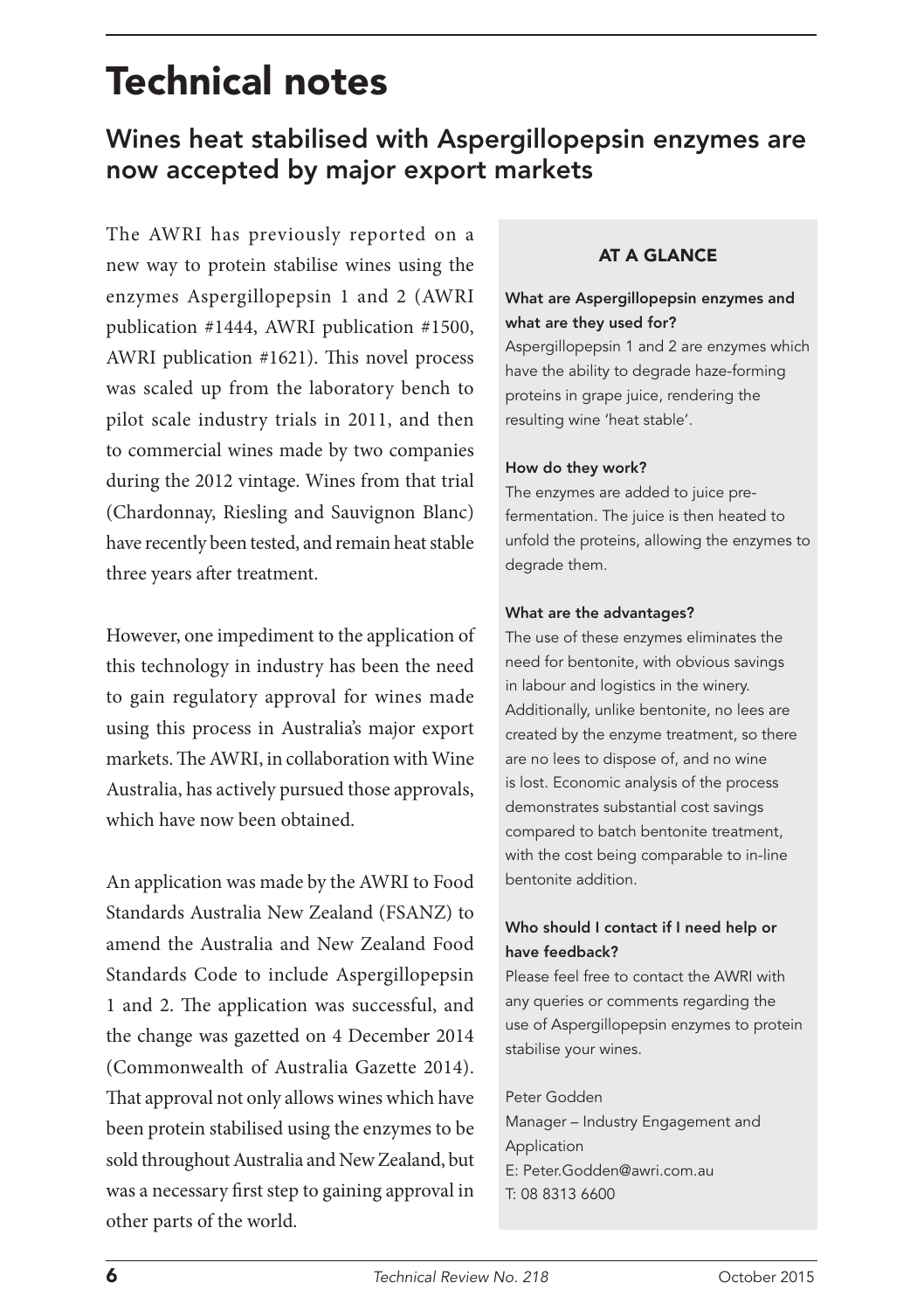# Technical notes

## Wines heat stabilised with Aspergillopepsin enzymes are now accepted by major export markets

The AWRI has previously reported on a new way to protein stabilise wines using the enzymes Aspergillopepsin 1 and 2 (AWRI publication #1444, AWRI publication #1500, AWRI publication #1621). This novel process was scaled up from the laboratory bench to pilot scale industry trials in 2011, and then to commercial wines made by two companies during the 2012 vintage. Wines from that trial (Chardonnay, Riesling and Sauvignon Blanc) have recently been tested, and remain heat stable three years after treatment.

However, one impediment to the application of this technology in industry has been the need to gain regulatory approval for wines made using this process in Australia's major export markets. The AWRI, in collaboration with Wine Australia, has actively pursued those approvals, which have now been obtained.

An application was made by the AWRI to Food Standards Australia New Zealand (FSANZ) to amend the Australia and New Zealand Food Standards Code to include Aspergillopepsin 1 and 2. The application was successful, and the change was gazetted on 4 December 2014 (Commonwealth of Australia Gazette 2014). That approval not only allows wines which have been protein stabilised using the enzymes to be sold throughout Australia and New Zealand, but was a necessary first step to gaining approval in other parts of the world.

### AT A GLANCE

**What are Aspergillopepsin enzymes and what are they used for?**

Aspergillopepsin 1 and 2 are enzymes which have the ability to degrade haze-forming proteins in grape juice, rendering the resulting wine 'heat stable'.

**How do they work?**

The enzymes are added to juice pre-fermentation. The juice is then heated to unfold the proteins, allowing the enzymes to degrade them.

**What are the advantages?**

The use of these enzymes eliminates the need for bentonite, with obvious savings in labour and logistics in the winery. Additionally, unlike bentonite, no lees are created by the enzyme treatment, so there are no lees to dispose of, and no wine is lost. Economic analysis of the process demonstrates substantial cost savings compared to batch bentonite treatment, with the cost being comparable to in-line bentonite addition.

**Who should I contact if I need help or have feedback?**

Please feel free to contact the AWRI with any queries or comments regarding the use of Aspergillopepsin enzymes to protein stabilise your wines.

Peter Godden
Manager – Industry Engagement and Application
E: Peter.Godden@awri.com.au
T: 08 8313 6600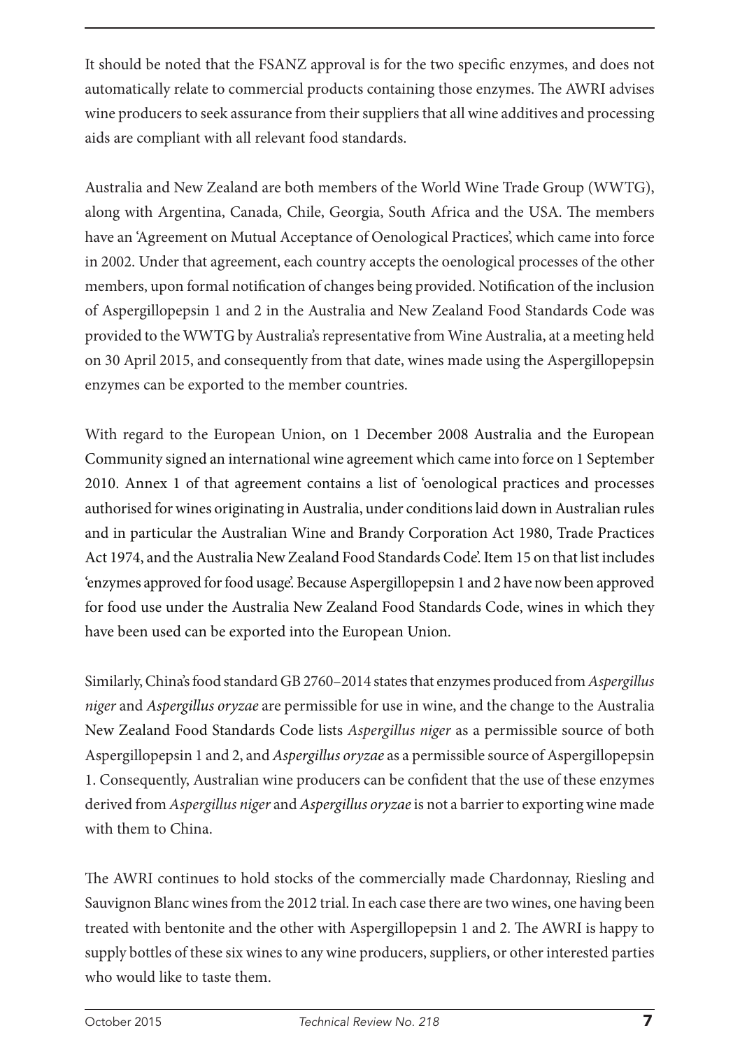It should be noted that the FSANZ approval is for the two specific enzymes, and does not automatically relate to commercial products containing those enzymes. The AWRI advises wine producers to seek assurance from their suppliers that all wine additives and processing aids are compliant with all relevant food standards.

Australia and New Zealand are both members of the World Wine Trade Group (WWTG), along with Argentina, Canada, Chile, Georgia, South Africa and the USA. The members have an 'Agreement on Mutual Acceptance of Oenological Practices', which came into force in 2002. Under that agreement, each country accepts the oenological processes of the other members, upon formal notification of changes being provided. Notification of the inclusion of Aspergillopepsin 1 and 2 in the Australia and New Zealand Food Standards Code was provided to the WWTG by Australia's representative from Wine Australia, at a meeting held on 30 April 2015, and consequently from that date, wines made using the Aspergillopepsin enzymes can be exported to the member countries.

With regard to the European Union, on 1 December 2008 Australia and the European Community signed an international wine agreement which came into force on 1 September 2010. Annex 1 of that agreement contains a list of 'oenological practices and processes authorised for wines originating in Australia, under conditions laid down in Australian rules and in particular the Australian Wine and Brandy Corporation Act 1980, Trade Practices Act 1974, and the Australia New Zealand Food Standards Code'. Item 15 on that list includes 'enzymes approved for food usage'. Because Aspergillopepsin 1 and 2 have now been approved for food use under the Australia New Zealand Food Standards Code, wines in which they have been used can be exported into the European Union.

Similarly, China's food standard GB 2760–2014 states that enzymes produced from *Aspergillus niger* and *Aspergillus oryzae* are permissible for use in wine, and the change to the Australia New Zealand Food Standards Code lists *Aspergillus niger* as a permissible source of both Aspergillopepsin 1 and 2, and *Aspergillus oryzae* as a permissible source of Aspergillopepsin 1. Consequently, Australian wine producers can be confident that the use of these enzymes derived from *Aspergillus niger* and *Aspergillus oryzae* is not a barrier to exporting wine made with them to China.

The AWRI continues to hold stocks of the commercially made Chardonnay, Riesling and Sauvignon Blanc wines from the 2012 trial. In each case there are two wines, one having been treated with bentonite and the other with Aspergillopepsin 1 and 2. The AWRI is happy to supply bottles of these six wines to any wine producers, suppliers, or other interested parties who would like to taste them.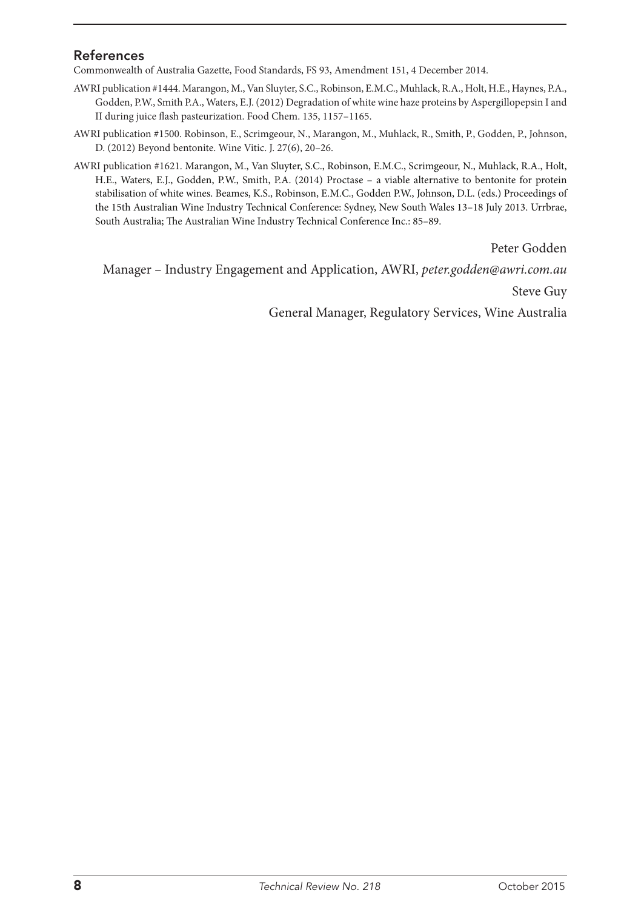## References

Commonwealth of Australia Gazette, Food Standards, FS 93, Amendment 151, 4 December 2014.

AWRI publication #1444. Marangon, M., Van Sluyter, S.C., Robinson, E.M.C., Muhlack, R.A., Holt, H.E., Haynes, P.A., Godden, P.W., Smith P.A., Waters, E.J. (2012) Degradation of white wine haze proteins by Aspergillopepsin I and II during juice flash pasteurization. Food Chem. 135, 1157–1165.

AWRI publication #1500. Robinson, E., Scrimgeour, N., Marangon, M., Muhlack, R., Smith, P., Godden, P., Johnson, D. (2012) Beyond bentonite. Wine Vitic. J. 27(6), 20–26.

AWRI publication #1621. Marangon, M., Van Sluyter, S.C., Robinson, E.M.C., Scrimgeour, N., Muhlack, R.A., Holt, H.E., Waters, E.J., Godden, P.W., Smith, P.A. (2014) Proctase – a viable alternative to bentonite for protein stabilisation of white wines. Beames, K.S., Robinson, E.M.C., Godden P.W., Johnson, D.L. (eds.) Proceedings of the 15th Australian Wine Industry Technical Conference: Sydney, New South Wales 13–18 July 2013. Urrbrae, South Australia; The Australian Wine Industry Technical Conference Inc.: 85–89.

Peter Godden

Manager – Industry Engagement and Application, AWRI, *peter.godden@awri.com.au*

Steve Guy

General Manager, Regulatory Services, Wine Australia